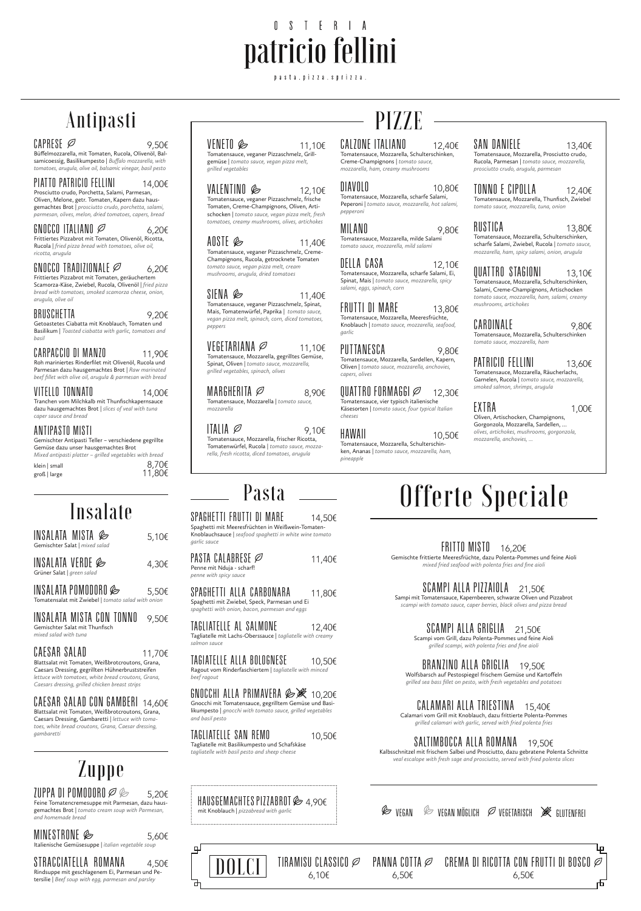# OSTERIA patricio fellini

pasta.pizza.sprizza.

## Antipasti

**CAPRESE** ∅ — 9,50€
Büffelmozzarella, mit Tomaten, Rucola, Olivenöl, Balsamicoessig, Basilikumpesto | *Buffalo mozzarella, with tomatoes, arugula, olive oil, balsamic vinegar, basil pesto*

**PIATTO PATRICIO FELLINI** — 14,00€
Prosciutto crudo, Porchetta, Salami, Parmesan, Oliven, Melone, getr. Tomaten, Kapern dazu hausgemachtes Brot | *prosciutto crudo, porchetta, salami, parmesan, olives, melon, dried tomatoes, capers, bread*

**GNOCCO ITALIANO** ∅ — 6,20€
Frittiertes Pizzabrot mit Tomaten, Olivenöl, Ricotta, Rucola | *fried pizza bread with tomatoes, olive oil, ricotta, arugula*

**GNOCCO TRADIZIONALE** ∅ — 6,20€
Frittiertes Pizzabrot mit Tomaten, geräuchertem Scamorza-Käse, Zwiebel, Rucola, Olivenöl | *fried pizza bread with tomatoes, smoked scamorza cheese, onion, arugula, olive oil*

**BRUSCHETTA** — 9,20€
Getoastetes Ciabatta mit Knoblauch, Tomaten und Basilikum | *Toasted ciabatta with garlic, tomatoes and basil*

**CARPACCIO DI MANZO** — 11,90€
Roh mariniertes Rinderfilet mit Olivenöl, Rucola und Parmesan dazu hausgemachtes Brot | *Raw marinated beef fillet with olive oil, arugula & parmesan with bread*

**VITELLO TONNATO** — 14,00€
Tranchen vom Milchkalb mit Thunfischkapernsauce dazu hausgemachtes Brot | *slices of veal with tuna caper sauce and bread*

**ANTIPASTO MISTI**
Gemischter Antipasti Teller – verschiedene gegrillte Gemüse dazu unser hausgemachtes Brot
*Mixed antipasti platter – grilled vegetables with bread*
klein | small — 8,70€
groß | large — 11,80€

## PIZZE

**VENETO** (vegan) — 11,10€
Tomatensauce, veganer Pizzaschmelz, Grillgemüse | *tomato sauce, vegan pizza melt, grilled vegetables*

**VALENTINO** (vegan) — 12,10€
Tomatensauce, veganer Pizzaschmelz, frische Tomaten, Creme-Champignons, Oliven, Artischocken | *tomato sauce, vegan pizza melt, fresh tomatoes, creamy mushrooms, olives, artichokes*

**AOSTE** (vegan) — 11,40€
Tomatensauce, veganer Pizzaschmelz, Creme-Champignons, Rucola, getrocknete Tomaten | *tomato sauce, vegan pizza melt, cream mushrooms, arugula, dried tomatoes*

**SIENA** (vegan) — 11,40€
Tomatensauce, veganer Pizzaschmelz, Spinat, Mais, Tomatenwürfel, Paprika | *tomato sauce, vegan pizza melt, spinach, corn, diced tomatoes, peppers*

**VEGETARIANA** ∅ — 11,10€
Tomatensauce, Mozzarella, gegrilltes Gemüse, Spinat, Oliven | *tomato sauce, mozzarella, grilled vegetables, spinach, olives*

**MARGHERITA** ∅ — 8,90€
Tomatensauce, Mozzarella | *tomato sauce, mozzarella*

**ITALIA** ∅ — 9,10€
Tomatensauce, Mozzarella, frischer Ricotta, Tomatenwürfel, Rucola | *tomato sauce, mozzarella, fresh ricotta, diced tomatoes, arugula*

**CALZONE ITALIANO** — 12,40€
Tomatensauce, Mozzarella, Schulterschinken, Creme-Champignons | *tomato sauce, mozzarella, ham, creamy mushrooms*

**DIAVOLO** — 10,80€
Tomatensauce, Mozzarella, scharfe Salami, Peperoni | *tomato sauce, mozzarella, hot salami, pepperoni*

**MILANO** — 9,80€
Tomatensauce, Mozzarella, milde Salami | *tomato sauce, mozzarella, mild salami*

**DELLA CASA** — 12,10€
Tomatensauce, Mozzarella, scharfe Salami, Ei, Spinat, Mais | *tomato sauce, mozzarella, spicy salami, eggs, spinach, corn*

**FRUTTI DI MARE** — 13,80€
Tomatensauce, Mozzarella, Meeresfrüchte, Knoblauch | *tomato sauce, mozzarella, seafood, garlic*

**PUTTANESCA** — 9,80€
Tomatensauce, Mozzarella, Sardellen, Kapern, Oliven | *tomato sauce, mozzarella, anchovies, capers, olives*

**QUATTRO FORMAGGI** ∅ — 12,30€
Tomatensauce, vier typisch italienische Käsesorten | *tomato sauce, four typical Italian cheeses*

**HAWAII** — 10,50€
Tomatensauce, Mozzarella, Schulterschinken, Ananas | *tomato sauce, mozzarella, ham, pineapple*

**SAN DANIELE** — 13,40€
Tomatensauce, Mozzarella, Prosciutto crudo, Rucola, Parmesan | *tomato sauce, mozzarella, prosciutto crudo, arugula, parmesan*

**TONNO E CIPOLLA** — 12,40€
Tomatensauce, Mozzarella, Thunfisch, Zwiebel | *tomato sauce, mozzarella, tuna, onion*

**RUSTICA** — 13,80€
Tomatensauce, Mozzarella, Schulterschinken, scharfe Salami, Zwiebel, Rucola | *tomato sauce, mozzarella, ham, spicy salami, onion, arugula*

**QUATTRO STAGIONI** — 13,10€
Tomatensauce, Mozzarella, Schulterschinken, Salami, Creme-Champignons, Artischocken | *tomato sauce, mozzarella, ham, salami, creamy mushrooms, artichokes*

**CARDINALE** — 9,80€
Tomatensauce, Mozzarella, Schulterschinken | *tomato sauce, mozzarella, ham*

**PATRICIO FELLINI** — 13,60€
Tomatensauce, Mozzarella, Räucherlachs, Garnelen, Rucola | *tomato sauce, mozzarella, smoked salmon, shrimps, arugula*

**EXTRA** — 1,00€
Oliven, Artischocken, Champignons, Gorgonzola, Mozzarella, Sardellen, … | *olives, artichokes, mushrooms, gorgonzola, mozzarella, anchovies, …*

## Insalate

**INSALATA MISTA** (vegan) — 5,10€
Gemischter Salat | *mixed salad*

**INSALATA VERDE** (vegan) — 4,30€
Grüner Salat | *green salad*

**INSALATA POMODORO** (vegan) — 5,50€
Tomatensalat mit Zwiebel | *tomato salad with onion*

**INSALATA MISTA CON TONNO** — 9,50€
Gemischter Salat mit Thunfisch
*mixed salad with tuna*

**CAESAR SALAD** — 11,70€
Blattsalat mit Tomaten, Weißbrotcroutons, Grana, Caesars Dressing, gegrillten Hühnerbruststreifen | *lettuce with tomatoes, white bread croutons, Grana, Caesars dressing, grilled chicken breast strips*

**CAESAR SALAD CON GAMBERI** — 14,60€
Blattsalat mit Tomaten, Weißbrotcroutons, Grana, Caesars Dressing, Gambaretti | *lettuce with tomatoes, white bread croutons, Grana, Caesar dressing, gambaretti*

## Zuppe

**ZUPPA DI POMODORO** ∅ (vegan möglich) — 5,20€
Feine Tomatencremesuppe mit Parmesan, dazu hausgemachtes Brot | *tomato cream soup with Parmesan, and homemade bread*

**MINESTRONE** (vegan) — 5,60€
Italienische Gemüsesuppe | *italian vegetable soup*

**STRACCIATELLA ROMANA** — 4,50€
Rindsuppe mit geschlagenem Ei, Parmesan und Petersilie | *Beef soup with egg, parmesan and parsley*

## Pasta

**SPAGHETTI FRUTTI DI MARE** — 14,50€
Spaghetti mit Meeresfrüchten in Weißwein-Tomaten-Knoblauchsauce | *seafood spaghetti in white wine tomato garlic sauce*

**PASTA CALABRESE** ∅ — 11,40€
Penne mit Nduja - scharf!
*penne with spicy sauce*

**SPAGHETTI ALLA CARBONARA** — 11,80€
Spaghetti mit Zwiebel, Speck, Parmesan und Ei
*spaghetti with onion, bacon, parmesan and eggs*

**TAGLIATELLE AL SALMONE** — 12,40€
Tagliatelle mit Lachs-Oberssauce | *tagliatelle with creamy salmon sauce*

**TAGLIATELLE ALLA BOLOGNESE** — 10,50€
Ragout vom Rinderfaschiertem | *tagliatelle with minced beef ragout*

**GNOCCHI ALLA PRIMAVERA** (vegan, glutenfrei) — 10,20€
Gnocchi mit Tomatensauce, gegrilltem Gemüse und Basilikumpesto | *gnocchi with tomato sauce, grilled vegetables and basil pesto*

**TAGLIATELLE SAN REMO** — 10,50€
Tagliatelle mit Basilikumpesto und Schafskäse
*tagliatelle with basil pesto and sheep cheese*

**HAUSGEMACHTES PIZZABROT** (vegan) — 4,90€
mit Knoblauch | *pizzabread with garlic*

## Offerte Speciale

**FRITTO MISTO** — 16,20€
Gemischte frittierte Meeresfrüchte, dazu Polenta-Pommes und feine Aioli
*mixed fried seafood with polenta fries and fine aioli*

**SCAMPI ALLA PIZZAIOLA** — 21,50€
Sampi mit Tomatensauce, Kapernbeeren, schwarze Oliven und Pizzabrot
*scampi with tomato sauce, caper berries, black olives and pizza bread*

**SCAMPI ALLA GRIGLIA** — 21,50€
Scampi vom Grill, dazu Polenta-Pommes und feine Aioli
*grilled scampi, with polenta fries and fine aioli*

**BRANZINO ALLA GRIGLIA** — 19,50€
Wolfsbarsch auf Pestospiegel frischem Gemüse und Kartoffeln
*grilled sea bass fillet on pesto, with fresh vegetables and potatoes*

**CALAMARI ALLA TRIESTINA** — 15,40€
Calamari vom Grill mit Knoblauch, dazu frittierte Polenta-Pommes
*grilled calamari with garlic, served with fried polenta fries*

**SALTIMBOCCA ALLA ROMANA** — 19,50€
Kalbsschnitzel mit frischem Salbei und Prosciutto, dazu gebratene Polenta Schnitte
*veal escalope with fresh sage and prosciutto, served with fried polenta slices*

VEGAN | VEGAN MÖGLICH | ∅ VEGETARISCH | GLUTENFREI

## DOLCI

**TIRAMISU CLASSICO** ∅ — 6,10€

**PANNA COTTA** ∅ — 6,50€

**CREMA DI RICOTTA CON FRUTTI DI BOSCO** ∅ — 6,50€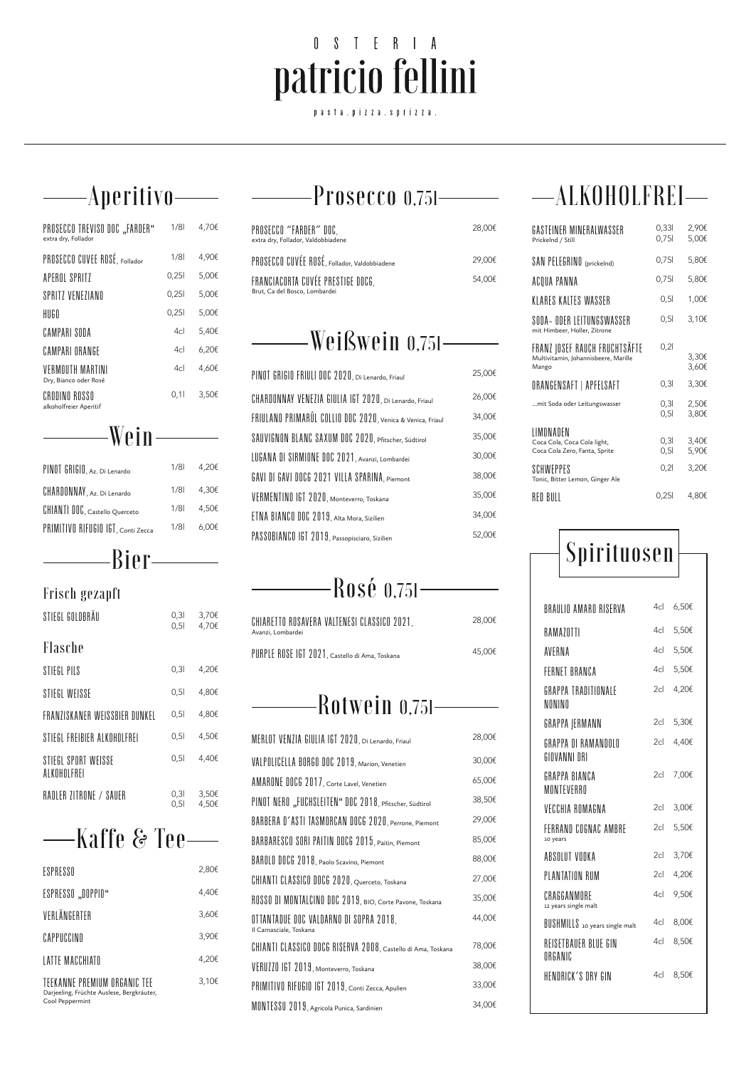# O S T E R I A
# patricio fellini

p a s t a . p i z z a . s p r i z z a .

## Aperitivo

| | | |
|---|---|---|
| PROSECCO TREVISO DOC „FARDER" extra dry, Follador | 1/8l | 4,70€ |
| PROSECCO CUVEE ROSÉ, Follador | 1/8l | 4,90€ |
| APEROL SPRITZ | 0,25l | 5,00€ |
| SPRITZ VENEZIANO | 0,25l | 5,00€ |
| HUGO | 0,25l | 5,00€ |
| CAMPARI SODA | 4cl | 5,40€ |
| CAMPARI ORANGE | 4cl | 6,20€ |
| VERMOUTH MARTINI Dry, Bianco oder Rosé | 4cl | 4,60€ |
| CRODINO ROSSO alkoholfreier Aperitif | 0,1l | 3,50€ |

## Wein

| | | |
|---|---|---|
| PINOT GRIGIO, Az. Di Lenardo | 1/8l | 4,20€ |
| CHARDONNAY, Az. Di Lenardo | 1/8l | 4,30€ |
| CHIANTI DOC, Castello Querceto | 1/8l | 4,50€ |
| PRIMITIVO RIFUGIO IGT, Conti Zecca | 1/8l | 6,00€ |

## Bier

### Frisch gezapft

| | | |
|---|---|---|
| STIEGL GOLDBRÄU | 0,3l<br>0,5l | 3,70€<br>4,70€ |

### Flasche

| | | |
|---|---|---|
| STIEGL PILS | 0,3l | 4,20€ |
| STIEGL WEISSE | 0,5l | 4,80€ |
| FRANZISKANER WEISSBIER DUNKEL | 0,5l | 4,80€ |
| STIEGL FREIBIER ALKOHOLFREI | 0,5l | 4,50€ |
| STIEGL SPORT WEISSE ALKOHOLFREI | 0,5l | 4,40€ |
| RADLER ZITRONE / SAUER | 0,3l<br>0,5l | 3,50€<br>4,50€ |

## Kaffe & Tee

| | |
|---|---|
| ESPRESSO | 2,80€ |
| ESPRESSO „DOPPIO" | 4,40€ |
| VERLÄNGERTER | 3,60€ |
| CAPPUCCINO | 3,90€ |
| LATTE MACCHIATO | 4,20€ |
| TEEKANNE PREMIUM ORGANIC TEE Darjeeling, Früchte Auslese, Bergkräuter, Cool Peppermint | 3,10€ |

## Prosecco 0,75l

| | |
|---|---|
| PROSECCO "FARDER" DOC, extra dry, Follador, Valdobbiadene | 28,00€ |
| PROSECCO CUVÉE ROSÉ, Follador, Valdobbiadene | 29,00€ |
| FRANCIACORTA CUVÉE PRESTIGE DOCG, Brut, Ca del Bosco, Lombardei | 54,00€ |

## Weißwein 0,75l

| | |
|---|---|
| PINOT GRIGIO FRIULI DOC 2020, Di Lenardo, Friaul | 25,00€ |
| CHARDONNAY VENEZIA GIULIA IGT 2020, Di Lenardo, Friaul | 26,00€ |
| FRIULANO PRIMARÛL COLLIO DOC 2020, Venica & Venica, Friaul | 34,00€ |
| SAUVIGNON BLANC SAXUM DOC 2020, Pfitscher, Südtirol | 35,00€ |
| LUGANA DI SIRMIONE DOC 2021, Avanzi, Lombardei | 30,00€ |
| GAVI DI GAVI DOCG 2021 VILLA SPARINA, Piemont | 38,00€ |
| VERMENTINO IGT 2020, Monteverro, Toskana | 35,00€ |
| ETNA BIANCO DOC 2019, Alta Mora, Sizilien | 34,00€ |
| PASSOBIANCO IGT 2019, Passopisciaro, Sizilien | 52,00€ |

## Rosé 0,75l

| | |
|---|---|
| CHIARETTO ROSAVERA VALTENESI CLASSICO 2021, Avanzi, Lombardei | 28,00€ |
| PURPLE ROSE IGT 2021, Castello di Ama, Toskana | 45,00€ |

## Rotwein 0,75l

| | |
|---|---|
| MERLOT VENZIA GIULIA IGT 2020, Di Lenardo, Friaul | 28,00€ |
| VALPOLICELLA BORGO DOC 2019, Marion, Venetien | 30,00€ |
| AMARONE DOCG 2017, Corte Lavel, Venetien | 65,00€ |
| PINOT NERO „FUCHSLEITEN" DOC 2018, Pfitscher, Südtirol | 38,50€ |
| BARBERA D'ASTI TASMORCAN DOCG 2020, Perrone, Piemont | 29,00€ |
| BARBARESCO SORI PAITIN DOCG 2015, Paitin, Piemont | 85,00€ |
| BAROLO DOCG 2018, Paolo Scavino, Piemont | 88,00€ |
| CHIANTI CLASSICO DOCG 2020, Querceto, Toskana | 27,00€ |
| ROSSO DI MONTALCINO DOC 2019, BIO, Corte Pavone, Toskana | 35,00€ |
| OTTANTADUE DOC VALDARNO DI SOPRA 2018, Il Carnasciale, Toskana | 44,00€ |
| CHIANTI CLASSICO DOCG RISERVA 2008, Castello di Ama, Toskana | 78,00€ |
| VERUZZO IGT 2019, Monteverro, Toskana | 38,00€ |
| PRIMITIVO RIFUGIO IGT 2019, Conti Zecca, Apulien | 33,00€ |
| MONTESSU 2019, Agricola Punica, Sardinien | 34,00€ |

## ALKOHOLFREI

| | | |
|---|---|---|
| GASTEINER MINERALWASSER Prickelnd / Still | 0,33l<br>0,75l | 2,90€<br>5,00€ |
| SAN PELEGRINO (prickelnd) | 0,75l | 5,80€ |
| ACQUA PANNA | 0,75l | 5,80€ |
| KLARES KALTES WASSER | 0,5l | 1,00€ |
| SODA- ODER LEITUNGSWASSER mit Himbeer, Holler, Zitrone | 0,5l | 3,10€ |
| FRANZ JOSEF RAUCH FRUCHTSÄFTE Multivitamin, Johannisbeere, Marille Mango | 0,2l | 3,30€<br>3,60€ |
| ORANGENSAFT \| APFELSAFT | 0,3l | 3,30€ |
| ...mit Soda oder Leitungswasser | 0,3l<br>0,5l | 2,50€<br>3,80€ |
| LIMONADEN Coca Cola, Coca Cola light, Coca Cola Zero, Fanta, Sprite | 0,3l<br>0,5l | 3,40€<br>5,90€ |
| SCHWEPPES Tonic, Bitter Lemon, Ginger Ale | 0,2l | 3,20€ |
| RED BULL | 0,25l | 4,80€ |

## Spirituosen

| | | |
|---|---|---|
| BRAULIO AMARO RISERVA | 4cl | 6,50€ |
| RAMAZOTTI | 4cl | 5,50€ |
| AVERNA | 4cl | 5,50€ |
| FERNET BRANCA | 4cl | 5,50€ |
| GRAPPA TRADITIONALE NONINO | 2cl | 4,20€ |
| GRAPPA JERMANN | 2cl | 5,30€ |
| GRAPPA DI RAMANDOLO GIOVANNI DRI | 2cl | 4,40€ |
| GRAPPA BIANCA MONTEVERRO | 2cl | 7,00€ |
| VECCHIA ROMAGNA | 2cl | 3,00€ |
| FERRAND COGNAC AMBRE 10 years | 2cl | 5,50€ |
| ABSOLUT VODKA | 2cl | 3,70€ |
| PLANTATION RUM | 2cl | 4,20€ |
| CRAGGANMORE 12 years single malt | 4cl | 9,50€ |
| BUSHMILLS 10 years single malt | 4cl | 8,00€ |
| REISETBAUER BLUE GIN ORGANIC | 4cl | 8,50€ |
| HENDRICK'S DRY GIN | 4cl | 8,50€ |